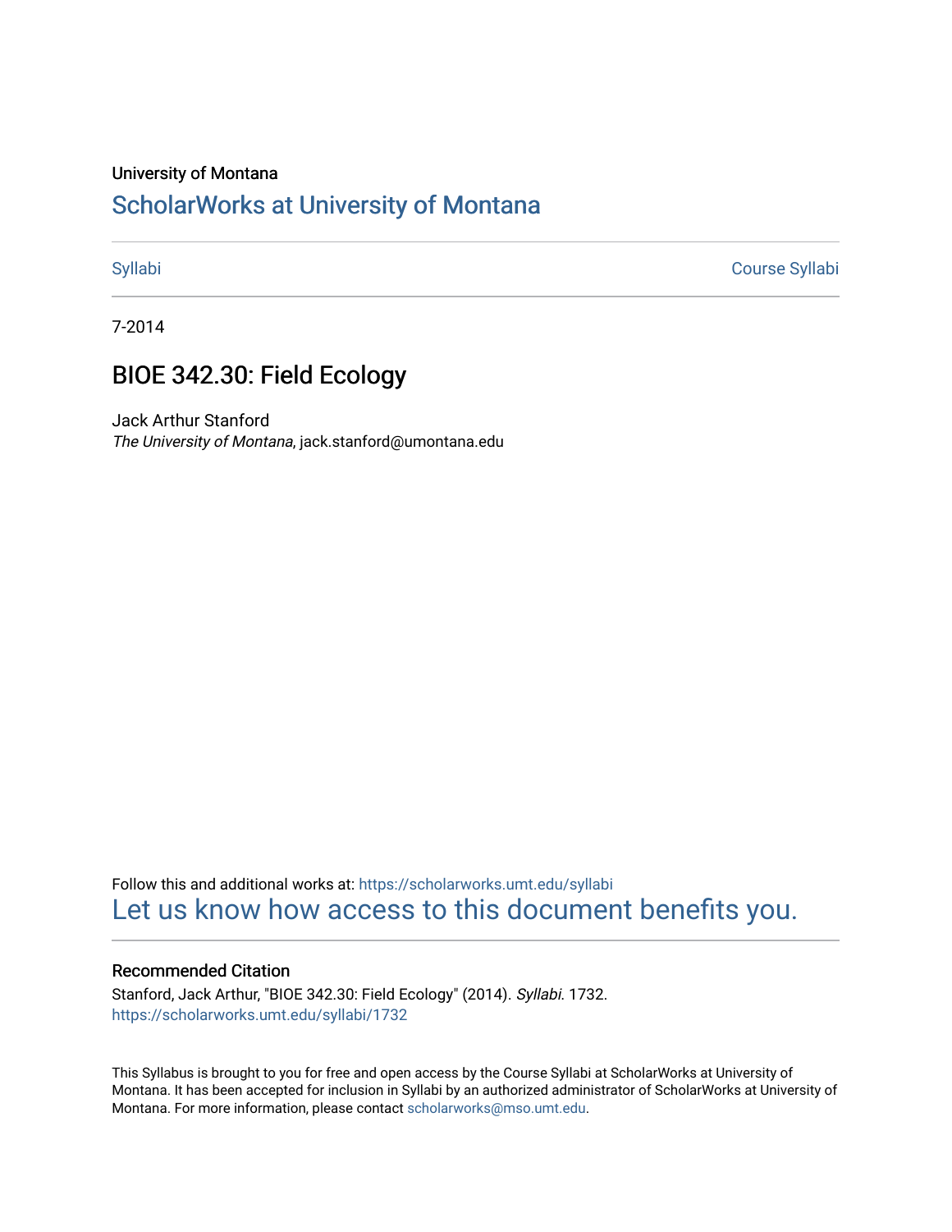University of Montana

# ScholarWorks at University of Montana

Syllabi | Course Syllabi

7-2014

## BIOE 342.30: Field Ecology

Jack Arthur Stanford
*The University of Montana*, jack.stanford@umontana.edu

Follow this and additional works at: https://scholarworks.umt.edu/syllabi
Let us know how access to this document benefits you.

### Recommended Citation

Stanford, Jack Arthur, "BIOE 342.30: Field Ecology" (2014). *Syllabi*. 1732.
https://scholarworks.umt.edu/syllabi/1732

This Syllabus is brought to you for free and open access by the Course Syllabi at ScholarWorks at University of Montana. It has been accepted for inclusion in Syllabi by an authorized administrator of ScholarWorks at University of Montana. For more information, please contact scholarworks@mso.umt.edu.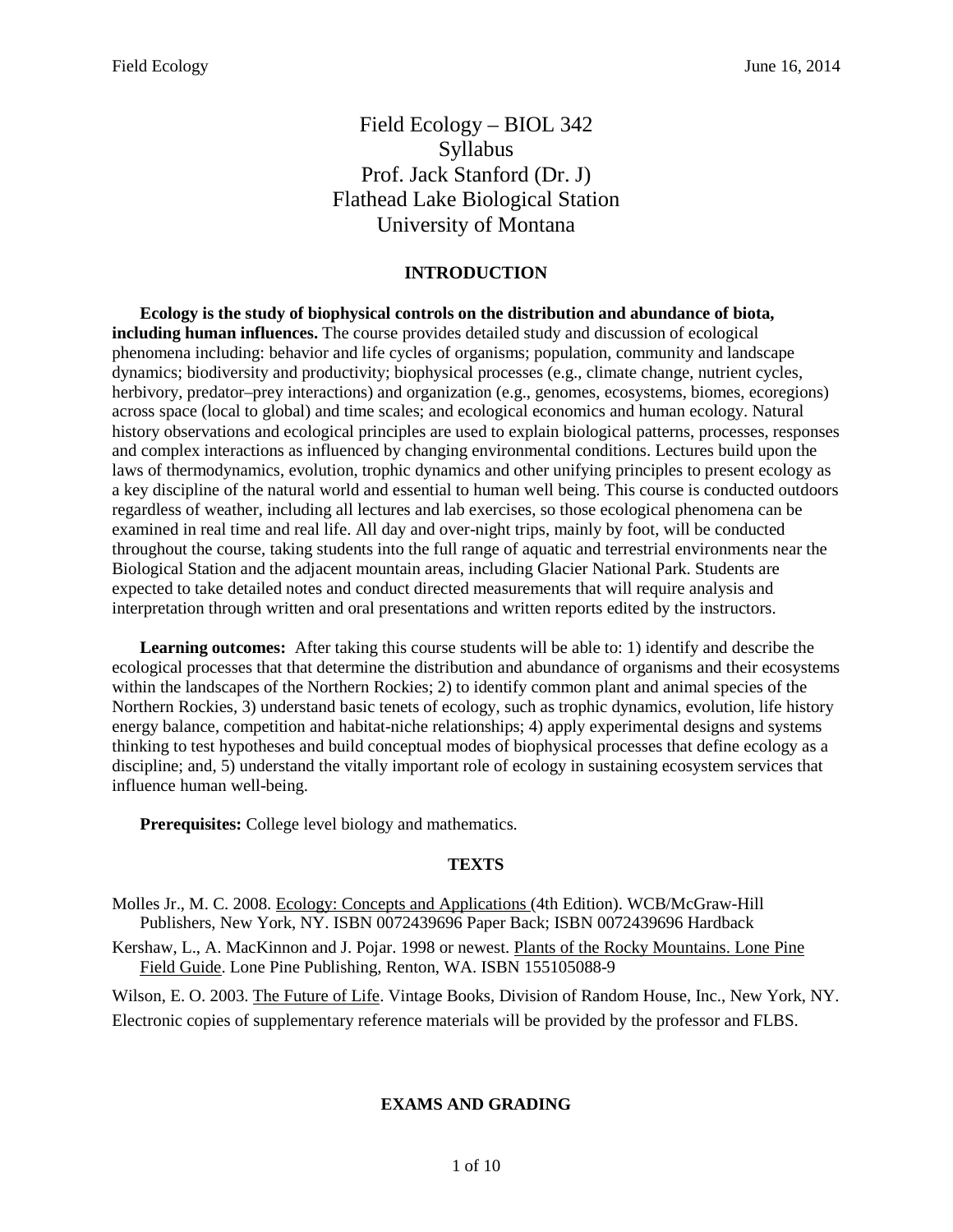# Field Ecology – BIOL 342
# Syllabus
# Prof. Jack Stanford (Dr. J)
# Flathead Lake Biological Station
# University of Montana

## INTRODUCTION

**Ecology is the study of biophysical controls on the distribution and abundance of biota, including human influences.** The course provides detailed study and discussion of ecological phenomena including: behavior and life cycles of organisms; population, community and landscape dynamics; biodiversity and productivity; biophysical processes (e.g., climate change, nutrient cycles, herbivory, predator–prey interactions) and organization (e.g., genomes, ecosystems, biomes, ecoregions) across space (local to global) and time scales; and ecological economics and human ecology. Natural history observations and ecological principles are used to explain biological patterns, processes, responses and complex interactions as influenced by changing environmental conditions. Lectures build upon the laws of thermodynamics, evolution, trophic dynamics and other unifying principles to present ecology as a key discipline of the natural world and essential to human well being. This course is conducted outdoors regardless of weather, including all lectures and lab exercises, so those ecological phenomena can be examined in real time and real life. All day and over-night trips, mainly by foot, will be conducted throughout the course, taking students into the full range of aquatic and terrestrial environments near the Biological Station and the adjacent mountain areas, including Glacier National Park. Students are expected to take detailed notes and conduct directed measurements that will require analysis and interpretation through written and oral presentations and written reports edited by the instructors.

**Learning outcomes:** After taking this course students will be able to: 1) identify and describe the ecological processes that that determine the distribution and abundance of organisms and their ecosystems within the landscapes of the Northern Rockies; 2) to identify common plant and animal species of the Northern Rockies, 3) understand basic tenets of ecology, such as trophic dynamics, evolution, life history energy balance, competition and habitat-niche relationships; 4) apply experimental designs and systems thinking to test hypotheses and build conceptual modes of biophysical processes that define ecology as a discipline; and, 5) understand the vitally important role of ecology in sustaining ecosystem services that influence human well-being.

**Prerequisites:** College level biology and mathematics.

## TEXTS

Molles Jr., M. C. 2008. Ecology: Concepts and Applications (4th Edition). WCB/McGraw-Hill Publishers, New York, NY. ISBN 0072439696 Paper Back; ISBN 0072439696 Hardback

Kershaw, L., A. MacKinnon and J. Pojar. 1998 or newest. Plants of the Rocky Mountains. Lone Pine Field Guide. Lone Pine Publishing, Renton, WA. ISBN 155105088-9

Wilson, E. O. 2003. The Future of Life. Vintage Books, Division of Random House, Inc., New York, NY.

Electronic copies of supplementary reference materials will be provided by the professor and FLBS.

## EXAMS AND GRADING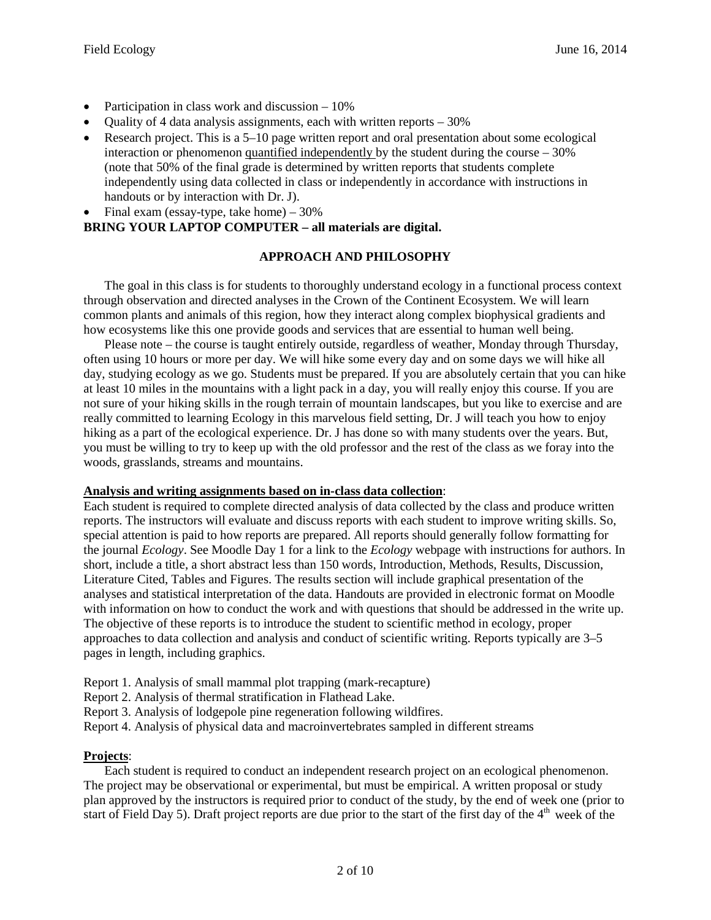- Participation in class work and discussion – 10%
- Quality of 4 data analysis assignments, each with written reports – 30%
- Research project. This is a 5–10 page written report and oral presentation about some ecological interaction or phenomenon <u>quantified independently</u> by the student during the course – 30% (note that 50% of the final grade is determined by written reports that students complete independently using data collected in class or independently in accordance with instructions in handouts or by interaction with Dr. J).
- Final exam (essay-type, take home) – 30%

**BRING YOUR LAPTOP COMPUTER – all materials are digital.**

## APPROACH AND PHILOSOPHY

The goal in this class is for students to thoroughly understand ecology in a functional process context through observation and directed analyses in the Crown of the Continent Ecosystem. We will learn common plants and animals of this region, how they interact along complex biophysical gradients and how ecosystems like this one provide goods and services that are essential to human well being.

Please note – the course is taught entirely outside, regardless of weather, Monday through Thursday, often using 10 hours or more per day. We will hike some every day and on some days we will hike all day, studying ecology as we go. Students must be prepared. If you are absolutely certain that you can hike at least 10 miles in the mountains with a light pack in a day, you will really enjoy this course. If you are not sure of your hiking skills in the rough terrain of mountain landscapes, but you like to exercise and are really committed to learning Ecology in this marvelous field setting, Dr. J will teach you how to enjoy hiking as a part of the ecological experience. Dr. J has done so with many students over the years. But, you must be willing to try to keep up with the old professor and the rest of the class as we foray into the woods, grasslands, streams and mountains.

**<u>Analysis and writing assignments based on in-class data collection</u>**:
Each student is required to complete directed analysis of data collected by the class and produce written reports. The instructors will evaluate and discuss reports with each student to improve writing skills. So, special attention is paid to how reports are prepared. All reports should generally follow formatting for the journal *Ecology*. See Moodle Day 1 for a link to the *Ecology* webpage with instructions for authors. In short, include a title, a short abstract less than 150 words, Introduction, Methods, Results, Discussion, Literature Cited, Tables and Figures. The results section will include graphical presentation of the analyses and statistical interpretation of the data. Handouts are provided in electronic format on Moodle with information on how to conduct the work and with questions that should be addressed in the write up. The objective of these reports is to introduce the student to scientific method in ecology, proper approaches to data collection and analysis and conduct of scientific writing. Reports typically are 3–5 pages in length, including graphics.

Report 1. Analysis of small mammal plot trapping (mark-recapture)
Report 2. Analysis of thermal stratification in Flathead Lake.
Report 3. Analysis of lodgepole pine regeneration following wildfires.
Report 4. Analysis of physical data and macroinvertebrates sampled in different streams

**<u>Projects</u>**:
Each student is required to conduct an independent research project on an ecological phenomenon. The project may be observational or experimental, but must be empirical. A written proposal or study plan approved by the instructors is required prior to conduct of the study, by the end of week one (prior to start of Field Day 5). Draft project reports are due prior to the start of the first day of the 4th week of the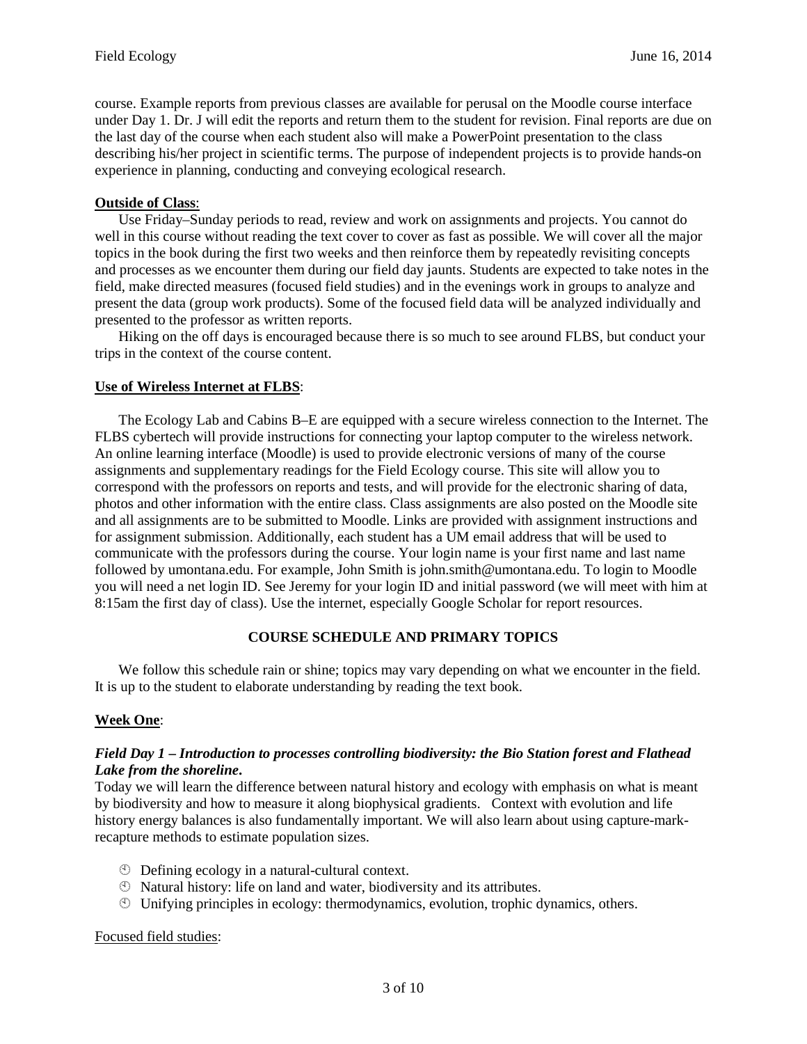course. Example reports from previous classes are available for perusal on the Moodle course interface under Day 1. Dr. J will edit the reports and return them to the student for revision. Final reports are due on the last day of the course when each student also will make a PowerPoint presentation to the class describing his/her project in scientific terms. The purpose of independent projects is to provide hands-on experience in planning, conducting and conveying ecological research.

**Outside of Class**:

Use Friday–Sunday periods to read, review and work on assignments and projects. You cannot do well in this course without reading the text cover to cover as fast as possible. We will cover all the major topics in the book during the first two weeks and then reinforce them by repeatedly revisiting concepts and processes as we encounter them during our field day jaunts. Students are expected to take notes in the field, make directed measures (focused field studies) and in the evenings work in groups to analyze and present the data (group work products). Some of the focused field data will be analyzed individually and presented to the professor as written reports.

Hiking on the off days is encouraged because there is so much to see around FLBS, but conduct your trips in the context of the course content.

**Use of Wireless Internet at FLBS**:

The Ecology Lab and Cabins B–E are equipped with a secure wireless connection to the Internet. The FLBS cybertech will provide instructions for connecting your laptop computer to the wireless network. An online learning interface (Moodle) is used to provide electronic versions of many of the course assignments and supplementary readings for the Field Ecology course. This site will allow you to correspond with the professors on reports and tests, and will provide for the electronic sharing of data, photos and other information with the entire class. Class assignments are also posted on the Moodle site and all assignments are to be submitted to Moodle. Links are provided with assignment instructions and for assignment submission. Additionally, each student has a UM email address that will be used to communicate with the professors during the course. Your login name is your first name and last name followed by umontana.edu. For example, John Smith is john.smith@umontana.edu. To login to Moodle you will need a net login ID. See Jeremy for your login ID and initial password (we will meet with him at 8:15am the first day of class). Use the internet, especially Google Scholar for report resources.

## COURSE SCHEDULE AND PRIMARY TOPICS

We follow this schedule rain or shine; topics may vary depending on what we encounter in the field. It is up to the student to elaborate understanding by reading the text book.

**Week One**:

***Field Day 1 – Introduction to processes controlling biodiversity: the Bio Station forest and Flathead Lake from the shoreline.***

Today we will learn the difference between natural history and ecology with emphasis on what is meant by biodiversity and how to measure it along biophysical gradients. Context with evolution and life history energy balances is also fundamentally important. We will also learn about using capture-mark-recapture methods to estimate population sizes.

- Defining ecology in a natural-cultural context.
- Natural history: life on land and water, biodiversity and its attributes.
- Unifying principles in ecology: thermodynamics, evolution, trophic dynamics, others.

Focused field studies: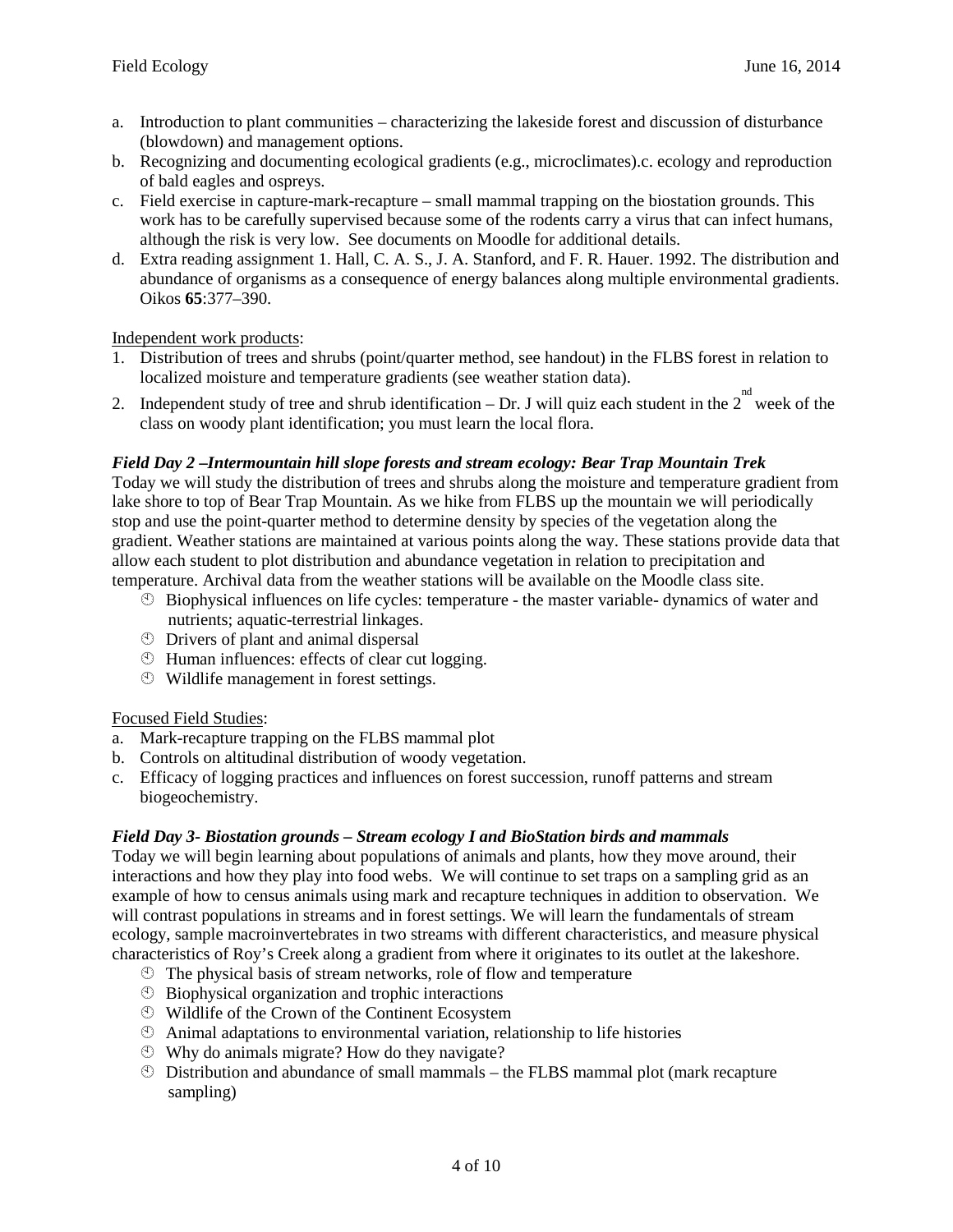a. Introduction to plant communities – characterizing the lakeside forest and discussion of disturbance (blowdown) and management options.
b. Recognizing and documenting ecological gradients (e.g., microclimates).c. ecology and reproduction of bald eagles and ospreys.
c. Field exercise in capture-mark-recapture – small mammal trapping on the biostation grounds. This work has to be carefully supervised because some of the rodents carry a virus that can infect humans, although the risk is very low. See documents on Moodle for additional details.
d. Extra reading assignment 1. Hall, C. A. S., J. A. Stanford, and F. R. Hauer. 1992. The distribution and abundance of organisms as a consequence of energy balances along multiple environmental gradients. Oikos **65**:377–390.

Independent work products:

1. Distribution of trees and shrubs (point/quarter method, see handout) in the FLBS forest in relation to localized moisture and temperature gradients (see weather station data).
2. Independent study of tree and shrub identification – Dr. J will quiz each student in the 2nd week of the class on woody plant identification; you must learn the local flora.

***Field Day 2 –Intermountain hill slope forests and stream ecology: Bear Trap Mountain Trek***

Today we will study the distribution of trees and shrubs along the moisture and temperature gradient from lake shore to top of Bear Trap Mountain. As we hike from FLBS up the mountain we will periodically stop and use the point-quarter method to determine density by species of the vegetation along the gradient. Weather stations are maintained at various points along the way. These stations provide data that allow each student to plot distribution and abundance vegetation in relation to precipitation and temperature. Archival data from the weather stations will be available on the Moodle class site.

- Biophysical influences on life cycles: temperature - the master variable- dynamics of water and nutrients; aquatic-terrestrial linkages.
- Drivers of plant and animal dispersal
- Human influences: effects of clear cut logging.
- Wildlife management in forest settings.

Focused Field Studies:

a. Mark-recapture trapping on the FLBS mammal plot
b. Controls on altitudinal distribution of woody vegetation.
c. Efficacy of logging practices and influences on forest succession, runoff patterns and stream biogeochemistry.

***Field Day 3- Biostation grounds – Stream ecology I and BioStation birds and mammals***

Today we will begin learning about populations of animals and plants, how they move around, their interactions and how they play into food webs. We will continue to set traps on a sampling grid as an example of how to census animals using mark and recapture techniques in addition to observation. We will contrast populations in streams and in forest settings. We will learn the fundamentals of stream ecology, sample macroinvertebrates in two streams with different characteristics, and measure physical characteristics of Roy's Creek along a gradient from where it originates to its outlet at the lakeshore.

- The physical basis of stream networks, role of flow and temperature
- Biophysical organization and trophic interactions
- Wildlife of the Crown of the Continent Ecosystem
- Animal adaptations to environmental variation, relationship to life histories
- Why do animals migrate? How do they navigate?
- Distribution and abundance of small mammals – the FLBS mammal plot (mark recapture sampling)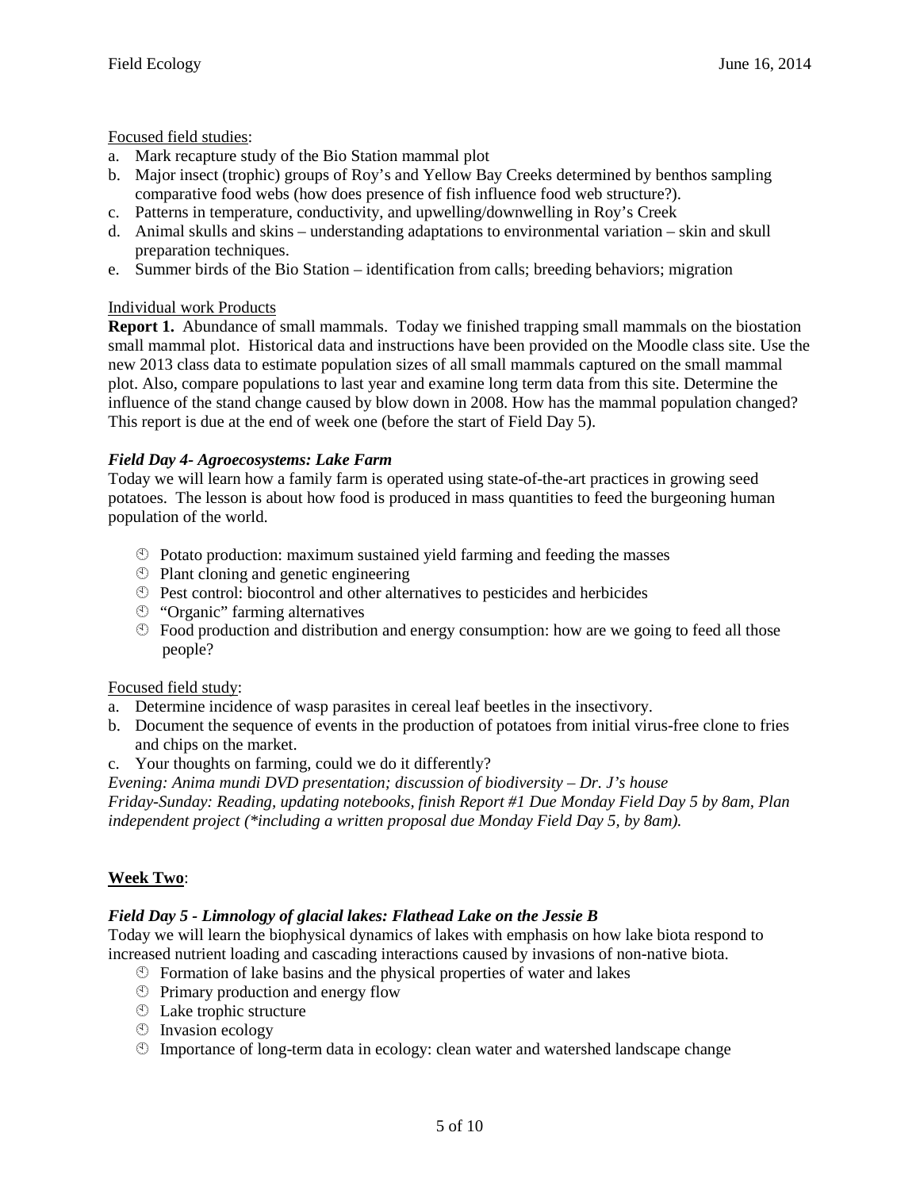Focused field studies:

a. Mark recapture study of the Bio Station mammal plot
b. Major insect (trophic) groups of Roy's and Yellow Bay Creeks determined by benthos sampling comparative food webs (how does presence of fish influence food web structure?).
c. Patterns in temperature, conductivity, and upwelling/downwelling in Roy's Creek
d. Animal skulls and skins – understanding adaptations to environmental variation – skin and skull preparation techniques.
e. Summer birds of the Bio Station – identification from calls; breeding behaviors; migration

Individual work Products

**Report 1.** Abundance of small mammals. Today we finished trapping small mammals on the biostation small mammal plot. Historical data and instructions have been provided on the Moodle class site. Use the new 2013 class data to estimate population sizes of all small mammals captured on the small mammal plot. Also, compare populations to last year and examine long term data from this site. Determine the influence of the stand change caused by blow down in 2008. How has the mammal population changed? This report is due at the end of week one (before the start of Field Day 5).

### *Field Day 4- Agroecosystems: Lake Farm*

Today we will learn how a family farm is operated using state-of-the-art practices in growing seed potatoes. The lesson is about how food is produced in mass quantities to feed the burgeoning human population of the world.

- Potato production: maximum sustained yield farming and feeding the masses
- Plant cloning and genetic engineering
- Pest control: biocontrol and other alternatives to pesticides and herbicides
- "Organic" farming alternatives
- Food production and distribution and energy consumption: how are we going to feed all those people?

Focused field study:

a. Determine incidence of wasp parasites in cereal leaf beetles in the insectivory.
b. Document the sequence of events in the production of potatoes from initial virus-free clone to fries and chips on the market.
c. Your thoughts on farming, could we do it differently?

*Evening: Anima mundi DVD presentation; discussion of biodiversity – Dr. J's house*
*Friday-Sunday: Reading, updating notebooks, finish Report #1 Due Monday Field Day 5 by 8am, Plan independent project (*including a written proposal due Monday Field Day 5, by 8am).*

## **Week Two**:

### *Field Day 5 - Limnology of glacial lakes: Flathead Lake on the Jessie B*

Today we will learn the biophysical dynamics of lakes with emphasis on how lake biota respond to increased nutrient loading and cascading interactions caused by invasions of non-native biota.

- Formation of lake basins and the physical properties of water and lakes
- Primary production and energy flow
- Lake trophic structure
- Invasion ecology
- Importance of long-term data in ecology: clean water and watershed landscape change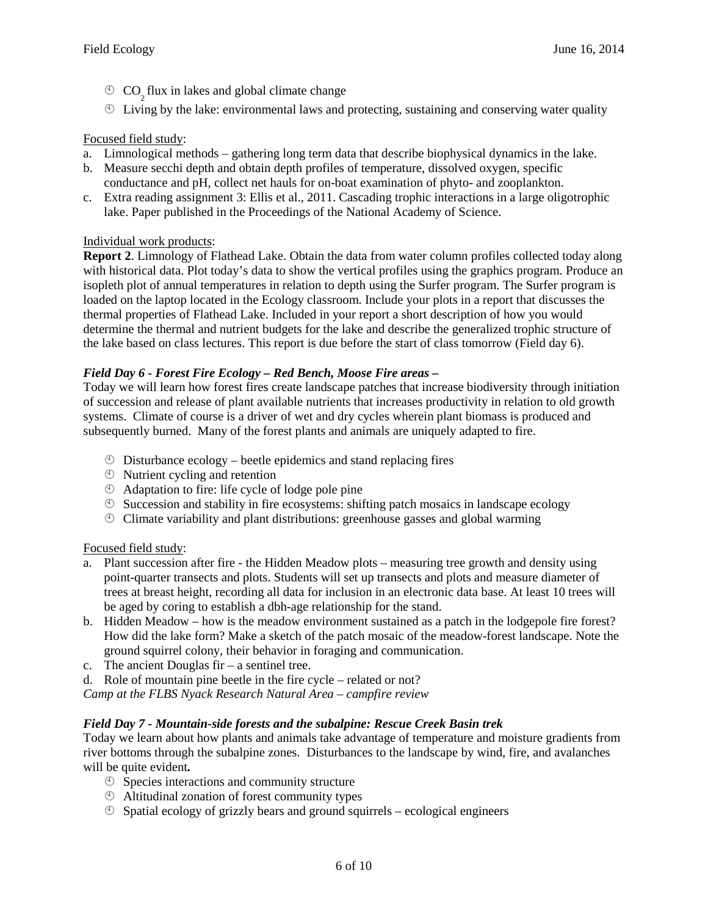- $CO_2$ flux in lakes and global climate change
- Living by the lake: environmental laws and protecting, sustaining and conserving water quality

Focused field study:

a. Limnological methods – gathering long term data that describe biophysical dynamics in the lake.
b. Measure secchi depth and obtain depth profiles of temperature, dissolved oxygen, specific conductance and pH, collect net hauls for on-boat examination of phyto- and zooplankton.
c. Extra reading assignment 3: Ellis et al., 2011. Cascading trophic interactions in a large oligotrophic lake. Paper published in the Proceedings of the National Academy of Science.

Individual work products:

**Report 2**. Limnology of Flathead Lake. Obtain the data from water column profiles collected today along with historical data. Plot today's data to show the vertical profiles using the graphics program. Produce an isopleth plot of annual temperatures in relation to depth using the Surfer program. The Surfer program is loaded on the laptop located in the Ecology classroom. Include your plots in a report that discusses the thermal properties of Flathead Lake. Included in your report a short description of how you would determine the thermal and nutrient budgets for the lake and describe the generalized trophic structure of the lake based on class lectures. This report is due before the start of class tomorrow (Field day 6).

***Field Day 6 - Forest Fire Ecology – Red Bench, Moose Fire areas –***

Today we will learn how forest fires create landscape patches that increase biodiversity through initiation of succession and release of plant available nutrients that increases productivity in relation to old growth systems. Climate of course is a driver of wet and dry cycles wherein plant biomass is produced and subsequently burned. Many of the forest plants and animals are uniquely adapted to fire.

- Disturbance ecology – beetle epidemics and stand replacing fires
- Nutrient cycling and retention
- Adaptation to fire: life cycle of lodge pole pine
- Succession and stability in fire ecosystems: shifting patch mosaics in landscape ecology
- Climate variability and plant distributions: greenhouse gasses and global warming

Focused field study:

a. Plant succession after fire - the Hidden Meadow plots – measuring tree growth and density using point-quarter transects and plots. Students will set up transects and plots and measure diameter of trees at breast height, recording all data for inclusion in an electronic data base. At least 10 trees will be aged by coring to establish a dbh-age relationship for the stand.
b. Hidden Meadow – how is the meadow environment sustained as a patch in the lodgepole fire forest? How did the lake form? Make a sketch of the patch mosaic of the meadow-forest landscape. Note the ground squirrel colony, their behavior in foraging and communication.
c. The ancient Douglas fir – a sentinel tree.
d. Role of mountain pine beetle in the fire cycle – related or not?

*Camp at the FLBS Nyack Research Natural Area – campfire review*

***Field Day 7 - Mountain-side forests and the subalpine: Rescue Creek Basin trek***

Today we learn about how plants and animals take advantage of temperature and moisture gradients from river bottoms through the subalpine zones. Disturbances to the landscape by wind, fire, and avalanches will be quite evident***.***

- Species interactions and community structure
- Altitudinal zonation of forest community types
- Spatial ecology of grizzly bears and ground squirrels – ecological engineers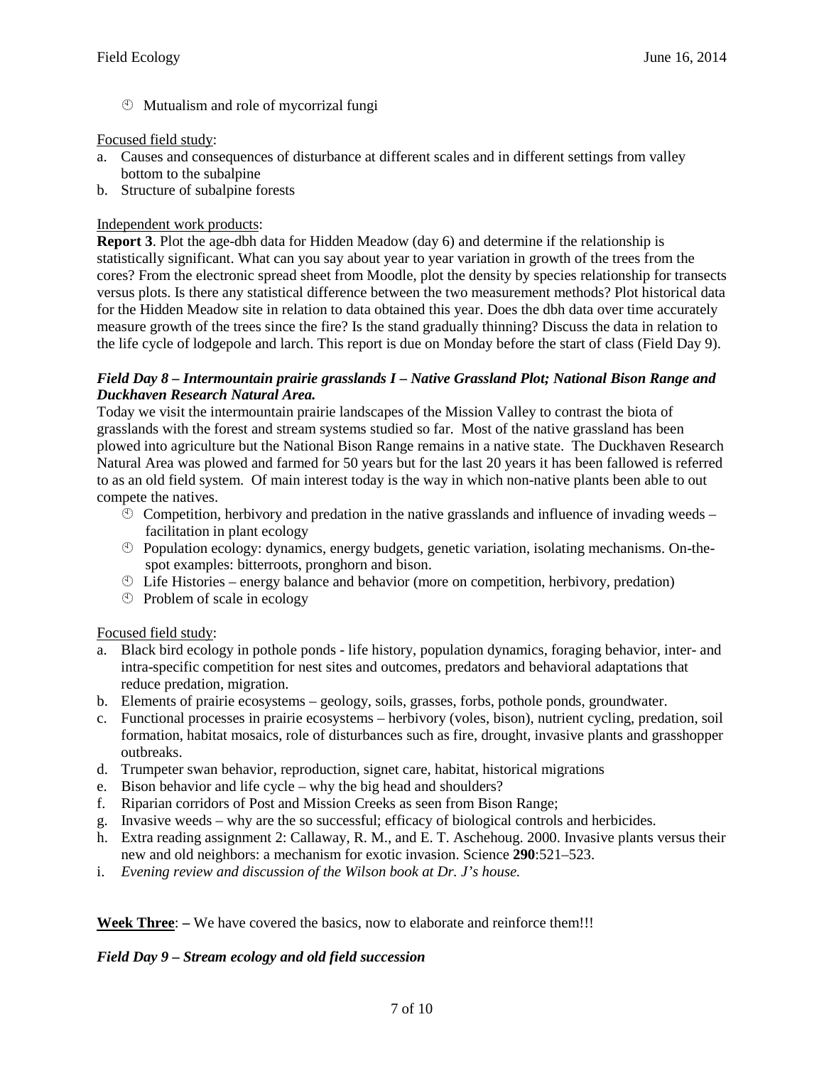- Mutualism and role of mycorrizal fungi

Focused field study:

a. Causes and consequences of disturbance at different scales and in different settings from valley bottom to the subalpine
b. Structure of subalpine forests

Independent work products:

**Report 3**. Plot the age-dbh data for Hidden Meadow (day 6) and determine if the relationship is statistically significant. What can you say about year to year variation in growth of the trees from the cores? From the electronic spread sheet from Moodle, plot the density by species relationship for transects versus plots. Is there any statistical difference between the two measurement methods? Plot historical data for the Hidden Meadow site in relation to data obtained this year. Does the dbh data over time accurately measure growth of the trees since the fire? Is the stand gradually thinning? Discuss the data in relation to the life cycle of lodgepole and larch. This report is due on Monday before the start of class (Field Day 9).

***Field Day 8 – Intermountain prairie grasslands I – Native Grassland Plot; National Bison Range and Duckhaven Research Natural Area.***

Today we visit the intermountain prairie landscapes of the Mission Valley to contrast the biota of grasslands with the forest and stream systems studied so far. Most of the native grassland has been plowed into agriculture but the National Bison Range remains in a native state. The Duckhaven Research Natural Area was plowed and farmed for 50 years but for the last 20 years it has been fallowed is referred to as an old field system. Of main interest today is the way in which non-native plants been able to out compete the natives.

- Competition, herbivory and predation in the native grasslands and influence of invading weeds – facilitation in plant ecology
- Population ecology: dynamics, energy budgets, genetic variation, isolating mechanisms. On-the-spot examples: bitterroots, pronghorn and bison.
- Life Histories – energy balance and behavior (more on competition, herbivory, predation)
- Problem of scale in ecology

Focused field study:

a. Black bird ecology in pothole ponds - life history, population dynamics, foraging behavior, inter- and intra-specific competition for nest sites and outcomes, predators and behavioral adaptations that reduce predation, migration.
b. Elements of prairie ecosystems – geology, soils, grasses, forbs, pothole ponds, groundwater.
c. Functional processes in prairie ecosystems – herbivory (voles, bison), nutrient cycling, predation, soil formation, habitat mosaics, role of disturbances such as fire, drought, invasive plants and grasshopper outbreaks.
d. Trumpeter swan behavior, reproduction, signet care, habitat, historical migrations
e. Bison behavior and life cycle – why the big head and shoulders?
f. Riparian corridors of Post and Mission Creeks as seen from Bison Range;
g. Invasive weeds – why are the so successful; efficacy of biological controls and herbicides.
h. Extra reading assignment 2: Callaway, R. M., and E. T. Aschehoug. 2000. Invasive plants versus their new and old neighbors: a mechanism for exotic invasion. Science **290**:521–523.
i. *Evening review and discussion of the Wilson book at Dr. J's house.*

**Week Three**: **–** We have covered the basics, now to elaborate and reinforce them!!!

***Field Day 9 – Stream ecology and old field succession***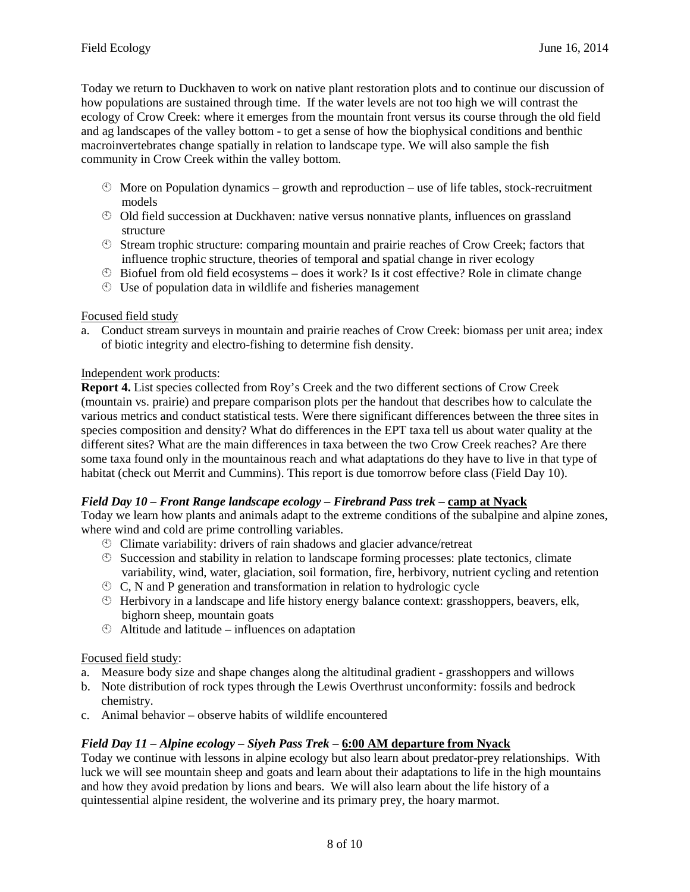Today we return to Duckhaven to work on native plant restoration plots and to continue our discussion of how populations are sustained through time. If the water levels are not too high we will contrast the ecology of Crow Creek: where it emerges from the mountain front versus its course through the old field and ag landscapes of the valley bottom - to get a sense of how the biophysical conditions and benthic macroinvertebrates change spatially in relation to landscape type. We will also sample the fish community in Crow Creek within the valley bottom.

- More on Population dynamics – growth and reproduction – use of life tables, stock-recruitment models
- Old field succession at Duckhaven: native versus nonnative plants, influences on grassland structure
- Stream trophic structure: comparing mountain and prairie reaches of Crow Creek; factors that influence trophic structure, theories of temporal and spatial change in river ecology
- Biofuel from old field ecosystems – does it work? Is it cost effective? Role in climate change
- Use of population data in wildlife and fisheries management

Focused field study

a. Conduct stream surveys in mountain and prairie reaches of Crow Creek: biomass per unit area; index of biotic integrity and electro-fishing to determine fish density.

Independent work products:

**Report 4.** List species collected from Roy's Creek and the two different sections of Crow Creek (mountain vs. prairie) and prepare comparison plots per the handout that describes how to calculate the various metrics and conduct statistical tests. Were there significant differences between the three sites in species composition and density? What do differences in the EPT taxa tell us about water quality at the different sites? What are the main differences in taxa between the two Crow Creek reaches? Are there some taxa found only in the mountainous reach and what adaptations do they have to live in that type of habitat (check out Merrit and Cummins). This report is due tomorrow before class (Field Day 10).

### *Field Day 10 – Front Range landscape ecology – Firebrand Pass trek –* **camp at Nyack**

Today we learn how plants and animals adapt to the extreme conditions of the subalpine and alpine zones, where wind and cold are prime controlling variables.

- Climate variability: drivers of rain shadows and glacier advance/retreat
- Succession and stability in relation to landscape forming processes: plate tectonics, climate variability, wind, water, glaciation, soil formation, fire, herbivory, nutrient cycling and retention
- C, N and P generation and transformation in relation to hydrologic cycle
- Herbivory in a landscape and life history energy balance context: grasshoppers, beavers, elk, bighorn sheep, mountain goats
- Altitude and latitude – influences on adaptation

Focused field study:

a. Measure body size and shape changes along the altitudinal gradient - grasshoppers and willows
b. Note distribution of rock types through the Lewis Overthrust unconformity: fossils and bedrock chemistry.
c. Animal behavior – observe habits of wildlife encountered

### *Field Day 11 – Alpine ecology – Siyeh Pass Trek –* **6:00 AM departure from Nyack**

Today we continue with lessons in alpine ecology but also learn about predator-prey relationships. With luck we will see mountain sheep and goats and learn about their adaptations to life in the high mountains and how they avoid predation by lions and bears. We will also learn about the life history of a quintessential alpine resident, the wolverine and its primary prey, the hoary marmot.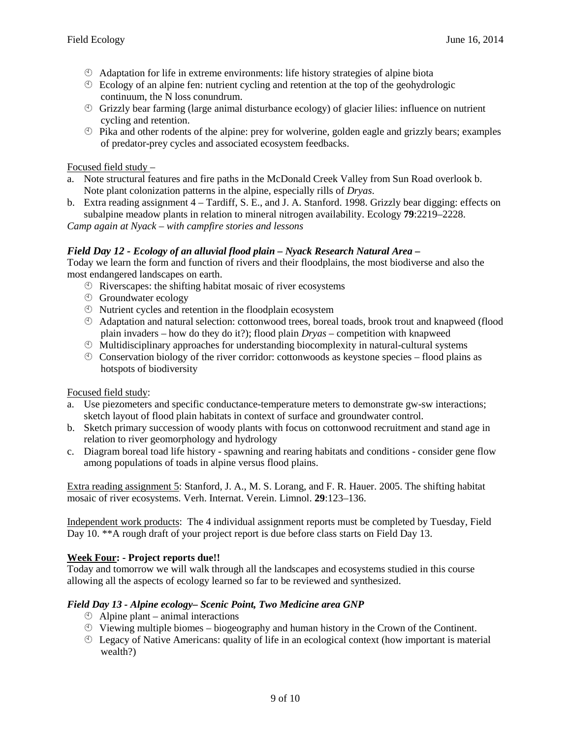- Adaptation for life in extreme environments: life history strategies of alpine biota
- Ecology of an alpine fen: nutrient cycling and retention at the top of the geohydrologic continuum, the N loss conundrum.
- Grizzly bear farming (large animal disturbance ecology) of glacier lilies: influence on nutrient cycling and retention.
- Pika and other rodents of the alpine: prey for wolverine, golden eagle and grizzly bears; examples of predator-prey cycles and associated ecosystem feedbacks.

Focused field study –

a. Note structural features and fire paths in the McDonald Creek Valley from Sun Road overlook b. Note plant colonization patterns in the alpine, especially rills of *Dryas*.
b. Extra reading assignment 4 – Tardiff, S. E., and J. A. Stanford. 1998. Grizzly bear digging: effects on subalpine meadow plants in relation to mineral nitrogen availability. Ecology **79**:2219–2228.

*Camp again at Nyack – with campfire stories and lessons*

### *Field Day 12 - Ecology of an alluvial flood plain – Nyack Research Natural Area –*

Today we learn the form and function of rivers and their floodplains, the most biodiverse and also the most endangered landscapes on earth.

- Riverscapes: the shifting habitat mosaic of river ecosystems
- Groundwater ecology
- Nutrient cycles and retention in the floodplain ecosystem
- Adaptation and natural selection: cottonwood trees, boreal toads, brook trout and knapweed (flood plain invaders – how do they do it?); flood plain *Dryas* – competition with knapweed
- Multidisciplinary approaches for understanding biocomplexity in natural-cultural systems
- Conservation biology of the river corridor: cottonwoods as keystone species – flood plains as hotspots of biodiversity

Focused field study:

a. Use piezometers and specific conductance-temperature meters to demonstrate gw-sw interactions; sketch layout of flood plain habitats in context of surface and groundwater control.
b. Sketch primary succession of woody plants with focus on cottonwood recruitment and stand age in relation to river geomorphology and hydrology
c. Diagram boreal toad life history - spawning and rearing habitats and conditions - consider gene flow among populations of toads in alpine versus flood plains.

Extra reading assignment 5: Stanford, J. A., M. S. Lorang, and F. R. Hauer. 2005. The shifting habitat mosaic of river ecosystems. Verh. Internat. Verein. Limnol. **29**:123–136.

Independent work products: The 4 individual assignment reports must be completed by Tuesday, Field Day 10. **A rough draft of your project report is due before class starts on Field Day 13.

### **Week Four: - Project reports due!!**

Today and tomorrow we will walk through all the landscapes and ecosystems studied in this course allowing all the aspects of ecology learned so far to be reviewed and synthesized.

### *Field Day 13 - Alpine ecology– Scenic Point, Two Medicine area GNP*

- Alpine plant – animal interactions
- Viewing multiple biomes – biogeography and human history in the Crown of the Continent.
- Legacy of Native Americans: quality of life in an ecological context (how important is material wealth?)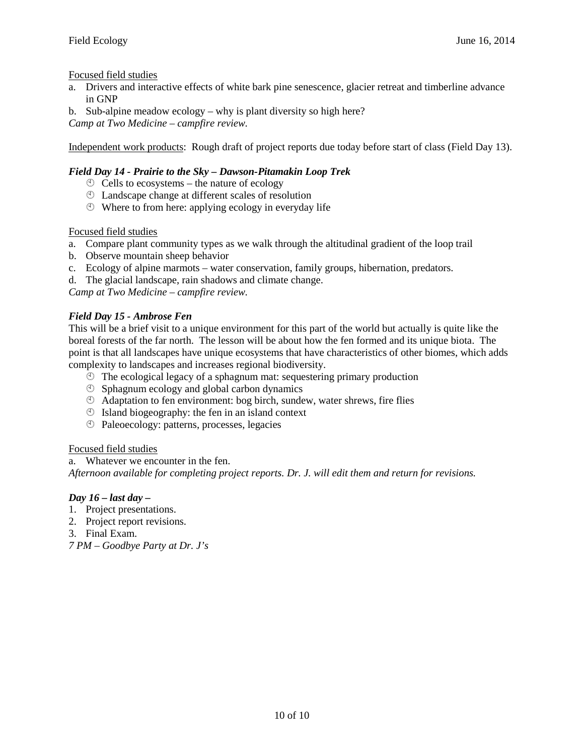Focused field studies

a. Drivers and interactive effects of white bark pine senescence, glacier retreat and timberline advance in GNP
b. Sub-alpine meadow ecology – why is plant diversity so high here?

*Camp at Two Medicine – campfire review.*

Independent work products: Rough draft of project reports due today before start of class (Field Day 13).

### *Field Day 14 - Prairie to the Sky – Dawson-Pitamakin Loop Trek*

- Cells to ecosystems – the nature of ecology
- Landscape change at different scales of resolution
- Where to from here: applying ecology in everyday life

Focused field studies

a. Compare plant community types as we walk through the altitudinal gradient of the loop trail
b. Observe mountain sheep behavior
c. Ecology of alpine marmots – water conservation, family groups, hibernation, predators.
d. The glacial landscape, rain shadows and climate change.

*Camp at Two Medicine – campfire review.*

### *Field Day 15 - Ambrose Fen*

This will be a brief visit to a unique environment for this part of the world but actually is quite like the boreal forests of the far north. The lesson will be about how the fen formed and its unique biota. The point is that all landscapes have unique ecosystems that have characteristics of other biomes, which adds complexity to landscapes and increases regional biodiversity.

- The ecological legacy of a sphagnum mat: sequestering primary production
- Sphagnum ecology and global carbon dynamics
- Adaptation to fen environment: bog birch, sundew, water shrews, fire flies
- Island biogeography: the fen in an island context
- Paleoecology: patterns, processes, legacies

Focused field studies

a. Whatever we encounter in the fen.

*Afternoon available for completing project reports. Dr. J. will edit them and return for revisions.*

### *Day 16 – last day –*

1. Project presentations.
2. Project report revisions.
3. Final Exam.

*7 PM – Goodbye Party at Dr. J's*